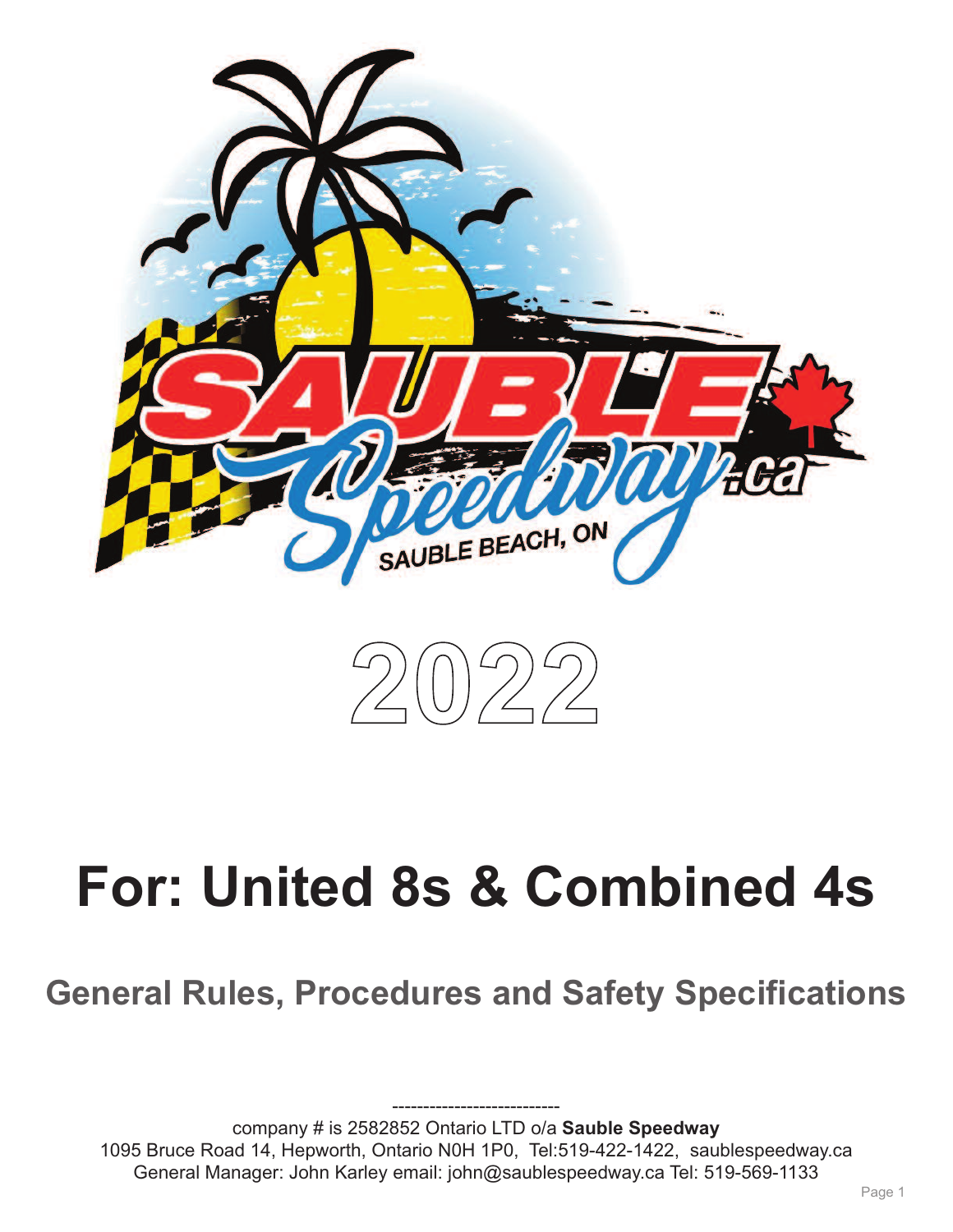# 2022

# For: United 8s & Combined 4s

## General Rules, Procedures and Safety Specifications

---------------------------

company # is 2582852 Ontario LTD o/a **Sauble Speedway**
1095 Bruce Road 14, Hepworth, Ontario N0H 1P0, Tel:519-422-1422, saublespeedway.ca
General Manager: John Karley email: john@saublespeedway.ca Tel: 519-569-1133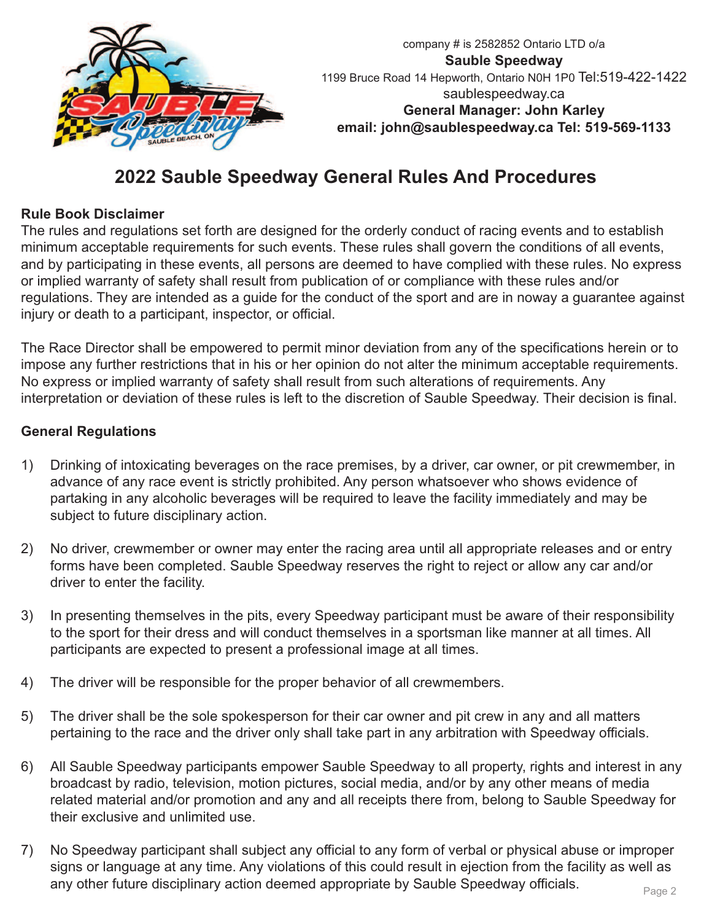company # is 2582852 Ontario LTD o/a
**Sauble Speedway**
1199 Bruce Road 14 Hepworth, Ontario N0H 1P0 Tel:519-422-1422
saublespeedway.ca
**General Manager: John Karley**
**email: john@saublespeedway.ca Tel: 519-569-1133**

# 2022 Sauble Speedway General Rules And Procedures

**Rule Book Disclaimer**

The rules and regulations set forth are designed for the orderly conduct of racing events and to establish minimum acceptable requirements for such events. These rules shall govern the conditions of all events, and by participating in these events, all persons are deemed to have complied with these rules. No express or implied warranty of safety shall result from publication of or compliance with these rules and/or regulations. They are intended as a guide for the conduct of the sport and are in noway a guarantee against injury or death to a participant, inspector, or official.

The Race Director shall be empowered to permit minor deviation from any of the specifications herein or to impose any further restrictions that in his or her opinion do not alter the minimum acceptable requirements. No express or implied warranty of safety shall result from such alterations of requirements. Any interpretation or deviation of these rules is left to the discretion of Sauble Speedway. Their decision is final.

**General Regulations**

1) Drinking of intoxicating beverages on the race premises, by a driver, car owner, or pit crewmember, in advance of any race event is strictly prohibited. Any person whatsoever who shows evidence of partaking in any alcoholic beverages will be required to leave the facility immediately and may be subject to future disciplinary action.

2) No driver, crewmember or owner may enter the racing area until all appropriate releases and or entry forms have been completed. Sauble Speedway reserves the right to reject or allow any car and/or driver to enter the facility.

3) In presenting themselves in the pits, every Speedway participant must be aware of their responsibility to the sport for their dress and will conduct themselves in a sportsman like manner at all times. All participants are expected to present a professional image at all times.

4) The driver will be responsible for the proper behavior of all crewmembers.

5) The driver shall be the sole spokesperson for their car owner and pit crew in any and all matters pertaining to the race and the driver only shall take part in any arbitration with Speedway officials.

6) All Sauble Speedway participants empower Sauble Speedway to all property, rights and interest in any broadcast by radio, television, motion pictures, social media, and/or by any other means of media related material and/or promotion and any and all receipts there from, belong to Sauble Speedway for their exclusive and unlimited use.

7) No Speedway participant shall subject any official to any form of verbal or physical abuse or improper signs or language at any time. Any violations of this could result in ejection from the facility as well as any other future disciplinary action deemed appropriate by Sauble Speedway officials.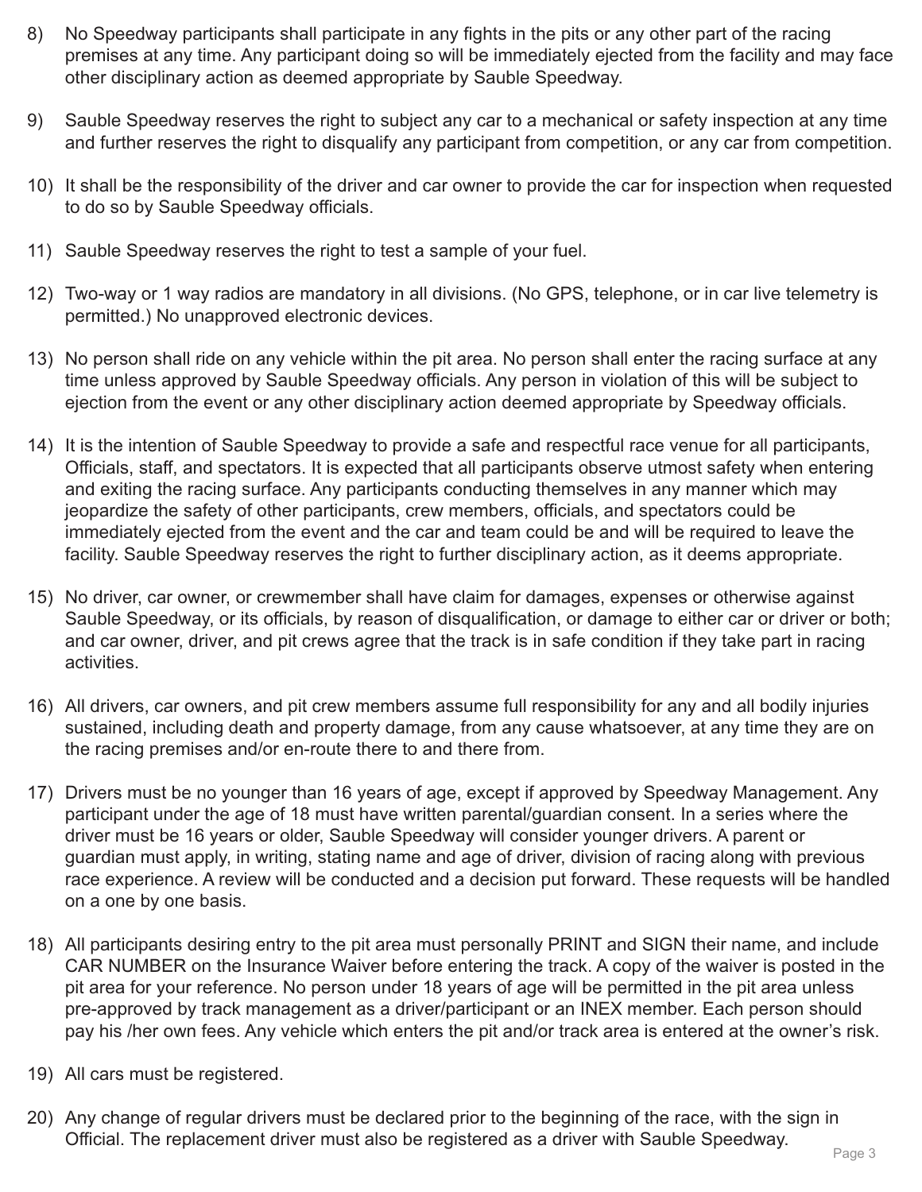8) No Speedway participants shall participate in any fights in the pits or any other part of the racing premises at any time. Any participant doing so will be immediately ejected from the facility and may face other disciplinary action as deemed appropriate by Sauble Speedway.

9) Sauble Speedway reserves the right to subject any car to a mechanical or safety inspection at any time and further reserves the right to disqualify any participant from competition, or any car from competition.

10) It shall be the responsibility of the driver and car owner to provide the car for inspection when requested to do so by Sauble Speedway officials.

11) Sauble Speedway reserves the right to test a sample of your fuel.

12) Two-way or 1 way radios are mandatory in all divisions. (No GPS, telephone, or in car live telemetry is permitted.) No unapproved electronic devices.

13) No person shall ride on any vehicle within the pit area. No person shall enter the racing surface at any time unless approved by Sauble Speedway officials. Any person in violation of this will be subject to ejection from the event or any other disciplinary action deemed appropriate by Speedway officials.

14) It is the intention of Sauble Speedway to provide a safe and respectful race venue for all participants, Officials, staff, and spectators. It is expected that all participants observe utmost safety when entering and exiting the racing surface. Any participants conducting themselves in any manner which may jeopardize the safety of other participants, crew members, officials, and spectators could be immediately ejected from the event and the car and team could be and will be required to leave the facility. Sauble Speedway reserves the right to further disciplinary action, as it deems appropriate.

15) No driver, car owner, or crewmember shall have claim for damages, expenses or otherwise against Sauble Speedway, or its officials, by reason of disqualification, or damage to either car or driver or both; and car owner, driver, and pit crews agree that the track is in safe condition if they take part in racing activities.

16) All drivers, car owners, and pit crew members assume full responsibility for any and all bodily injuries sustained, including death and property damage, from any cause whatsoever, at any time they are on the racing premises and/or en-route there to and there from.

17) Drivers must be no younger than 16 years of age, except if approved by Speedway Management. Any participant under the age of 18 must have written parental/guardian consent. In a series where the driver must be 16 years or older, Sauble Speedway will consider younger drivers. A parent or guardian must apply, in writing, stating name and age of driver, division of racing along with previous race experience. A review will be conducted and a decision put forward. These requests will be handled on a one by one basis.

18) All participants desiring entry to the pit area must personally PRINT and SIGN their name, and include CAR NUMBER on the Insurance Waiver before entering the track. A copy of the waiver is posted in the pit area for your reference. No person under 18 years of age will be permitted in the pit area unless pre-approved by track management as a driver/participant or an INEX member. Each person should pay his /her own fees. Any vehicle which enters the pit and/or track area is entered at the owner's risk.

19) All cars must be registered.

20) Any change of regular drivers must be declared prior to the beginning of the race, with the sign in Official. The replacement driver must also be registered as a driver with Sauble Speedway.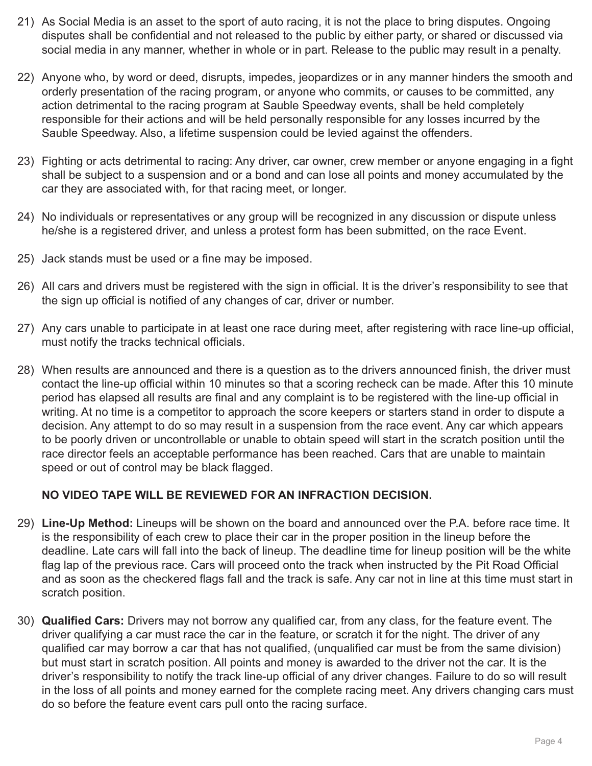21) As Social Media is an asset to the sport of auto racing, it is not the place to bring disputes. Ongoing disputes shall be confidential and not released to the public by either party, or shared or discussed via social media in any manner, whether in whole or in part. Release to the public may result in a penalty.

22) Anyone who, by word or deed, disrupts, impedes, jeopardizes or in any manner hinders the smooth and orderly presentation of the racing program, or anyone who commits, or causes to be committed, any action detrimental to the racing program at Sauble Speedway events, shall be held completely responsible for their actions and will be held personally responsible for any losses incurred by the Sauble Speedway. Also, a lifetime suspension could be levied against the offenders.

23) Fighting or acts detrimental to racing: Any driver, car owner, crew member or anyone engaging in a fight shall be subject to a suspension and or a bond and can lose all points and money accumulated by the car they are associated with, for that racing meet, or longer.

24) No individuals or representatives or any group will be recognized in any discussion or dispute unless he/she is a registered driver, and unless a protest form has been submitted, on the race Event.

25) Jack stands must be used or a fine may be imposed.

26) All cars and drivers must be registered with the sign in official. It is the driver's responsibility to see that the sign up official is notified of any changes of car, driver or number.

27) Any cars unable to participate in at least one race during meet, after registering with race line-up official, must notify the tracks technical officials.

28) When results are announced and there is a question as to the drivers announced finish, the driver must contact the line-up official within 10 minutes so that a scoring recheck can be made. After this 10 minute period has elapsed all results are final and any complaint is to be registered with the line-up official in writing. At no time is a competitor to approach the score keepers or starters stand in order to dispute a decision. Any attempt to do so may result in a suspension from the race event. Any car which appears to be poorly driven or uncontrollable or unable to obtain speed will start in the scratch position until the race director feels an acceptable performance has been reached. Cars that are unable to maintain speed or out of control may be black flagged.

    **NO VIDEO TAPE WILL BE REVIEWED FOR AN INFRACTION DECISION.**

29) **Line-Up Method:** Lineups will be shown on the board and announced over the P.A. before race time. It is the responsibility of each crew to place their car in the proper position in the lineup before the deadline. Late cars will fall into the back of lineup. The deadline time for lineup position will be the white flag lap of the previous race. Cars will proceed onto the track when instructed by the Pit Road Official and as soon as the checkered flags fall and the track is safe. Any car not in line at this time must start in scratch position.

30) **Qualified Cars:** Drivers may not borrow any qualified car, from any class, for the feature event. The driver qualifying a car must race the car in the feature, or scratch it for the night. The driver of any qualified car may borrow a car that has not qualified, (unqualified car must be from the same division) but must start in scratch position. All points and money is awarded to the driver not the car. It is the driver's responsibility to notify the track line-up official of any driver changes. Failure to do so will result in the loss of all points and money earned for the complete racing meet. Any drivers changing cars must do so before the feature event cars pull onto the racing surface.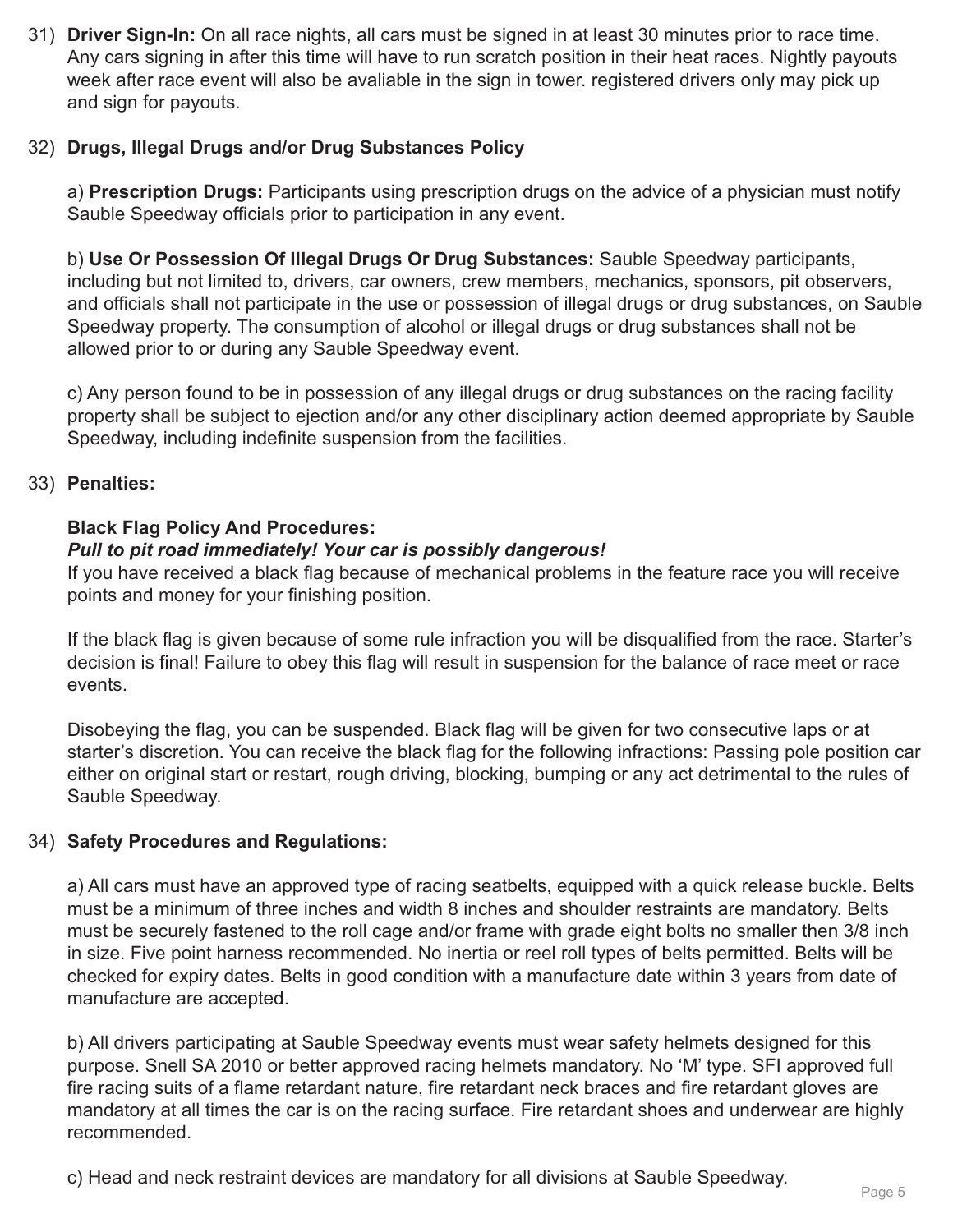31) **Driver Sign-In:** On all race nights, all cars must be signed in at least 30 minutes prior to race time. Any cars signing in after this time will have to run scratch position in their heat races. Nightly payouts week after race event will also be avaliable in the sign in tower. registered drivers only may pick up and sign for payouts.

32) **Drugs, Illegal Drugs and/or Drug Substances Policy**

    a) **Prescription Drugs:** Participants using prescription drugs on the advice of a physician must notify Sauble Speedway officials prior to participation in any event.

    b) **Use Or Possession Of Illegal Drugs Or Drug Substances:** Sauble Speedway participants, including but not limited to, drivers, car owners, crew members, mechanics, sponsors, pit observers, and officials shall not participate in the use or possession of illegal drugs or drug substances, on Sauble Speedway property. The consumption of alcohol or illegal drugs or drug substances shall not be allowed prior to or during any Sauble Speedway event.

    c) Any person found to be in possession of any illegal drugs or drug substances on the racing facility property shall be subject to ejection and/or any other disciplinary action deemed appropriate by Sauble Speedway, including indefinite suspension from the facilities.

33) **Penalties:**

    **Black Flag Policy And Procedures:**
    ***Pull to pit road immediately! Your car is possibly dangerous!***
    If you have received a black flag because of mechanical problems in the feature race you will receive points and money for your finishing position.

    If the black flag is given because of some rule infraction you will be disqualified from the race. Starter's decision is final! Failure to obey this flag will result in suspension for the balance of race meet or race events.

    Disobeying the flag, you can be suspended. Black flag will be given for two consecutive laps or at starter's discretion. You can receive the black flag for the following infractions: Passing pole position car either on original start or restart, rough driving, blocking, bumping or any act detrimental to the rules of Sauble Speedway.

34) **Safety Procedures and Regulations:**

    a) All cars must have an approved type of racing seatbelts, equipped with a quick release buckle. Belts must be a minimum of three inches and width 8 inches and shoulder restraints are mandatory. Belts must be securely fastened to the roll cage and/or frame with grade eight bolts no smaller then 3/8 inch in size. Five point harness recommended. No inertia or reel roll types of belts permitted. Belts will be checked for expiry dates. Belts in good condition with a manufacture date within 3 years from date of manufacture are accepted.

    b) All drivers participating at Sauble Speedway events must wear safety helmets designed for this purpose. Snell SA 2010 or better approved racing helmets mandatory. No 'M' type. SFI approved full fire racing suits of a flame retardant nature, fire retardant neck braces and fire retardant gloves are mandatory at all times the car is on the racing surface. Fire retardant shoes and underwear are highly recommended.

    c) Head and neck restraint devices are mandatory for all divisions at Sauble Speedway.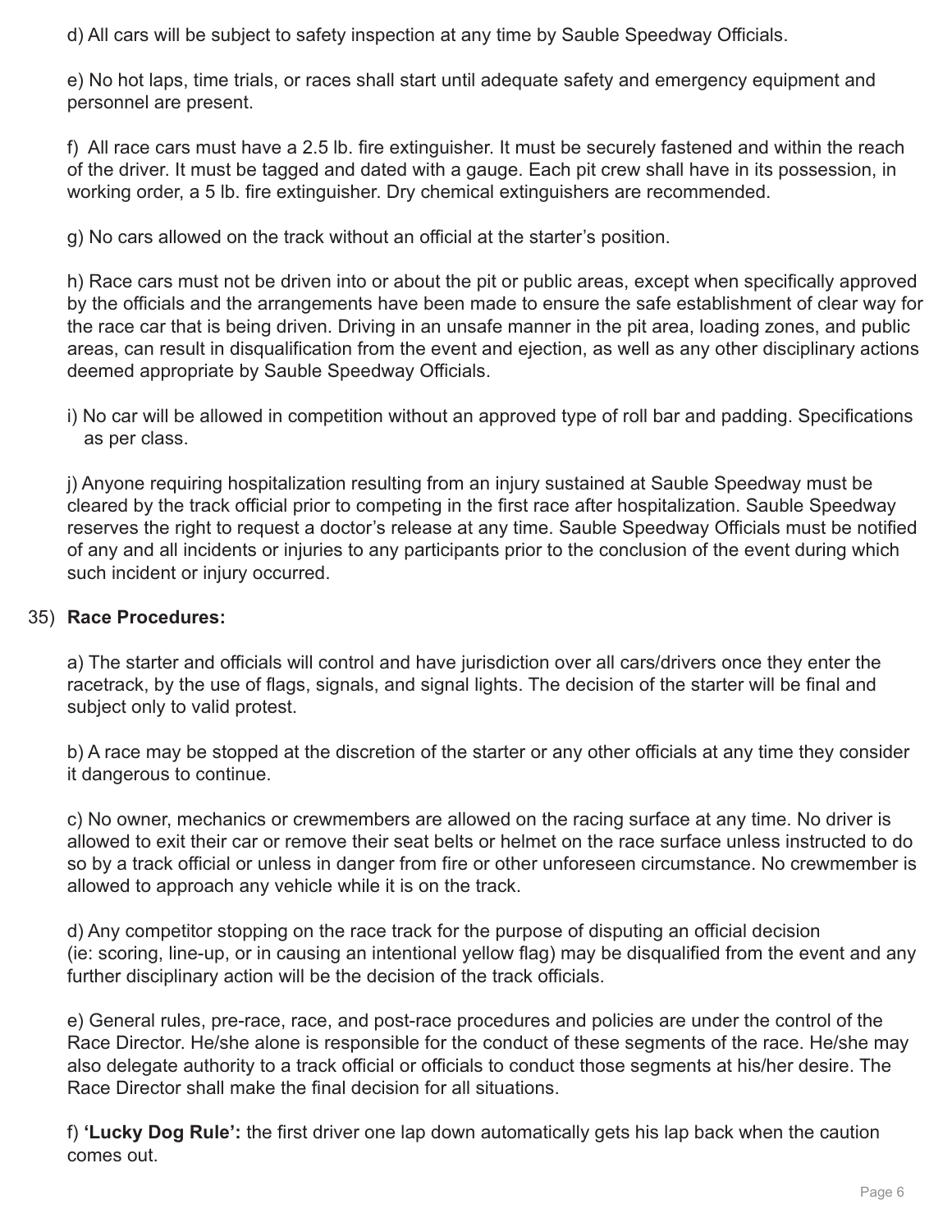d) All cars will be subject to safety inspection at any time by Sauble Speedway Officials.

e) No hot laps, time trials, or races shall start until adequate safety and emergency equipment and personnel are present.

f) All race cars must have a 2.5 lb. fire extinguisher. It must be securely fastened and within the reach of the driver. It must be tagged and dated with a gauge. Each pit crew shall have in its possession, in working order, a 5 lb. fire extinguisher. Dry chemical extinguishers are recommended.

g) No cars allowed on the track without an official at the starter's position.

h) Race cars must not be driven into or about the pit or public areas, except when specifically approved by the officials and the arrangements have been made to ensure the safe establishment of clear way for the race car that is being driven. Driving in an unsafe manner in the pit area, loading zones, and public areas, can result in disqualification from the event and ejection, as well as any other disciplinary actions deemed appropriate by Sauble Speedway Officials.

i) No car will be allowed in competition without an approved type of roll bar and padding. Specifications as per class.

j) Anyone requiring hospitalization resulting from an injury sustained at Sauble Speedway must be cleared by the track official prior to competing in the first race after hospitalization. Sauble Speedway reserves the right to request a doctor's release at any time. Sauble Speedway Officials must be notified of any and all incidents or injuries to any participants prior to the conclusion of the event during which such incident or injury occurred.

35) **Race Procedures:**

a) The starter and officials will control and have jurisdiction over all cars/drivers once they enter the racetrack, by the use of flags, signals, and signal lights. The decision of the starter will be final and subject only to valid protest.

b) A race may be stopped at the discretion of the starter or any other officials at any time they consider it dangerous to continue.

c) No owner, mechanics or crewmembers are allowed on the racing surface at any time. No driver is allowed to exit their car or remove their seat belts or helmet on the race surface unless instructed to do so by a track official or unless in danger from fire or other unforeseen circumstance. No crewmember is allowed to approach any vehicle while it is on the track.

d) Any competitor stopping on the race track for the purpose of disputing an official decision (ie: scoring, line-up, or in causing an intentional yellow flag) may be disqualified from the event and any further disciplinary action will be the decision of the track officials.

e) General rules, pre-race, race, and post-race procedures and policies are under the control of the Race Director. He/she alone is responsible for the conduct of these segments of the race. He/she may also delegate authority to a track official or officials to conduct those segments at his/her desire. The Race Director shall make the final decision for all situations.

f) **'Lucky Dog Rule':** the first driver one lap down automatically gets his lap back when the caution comes out.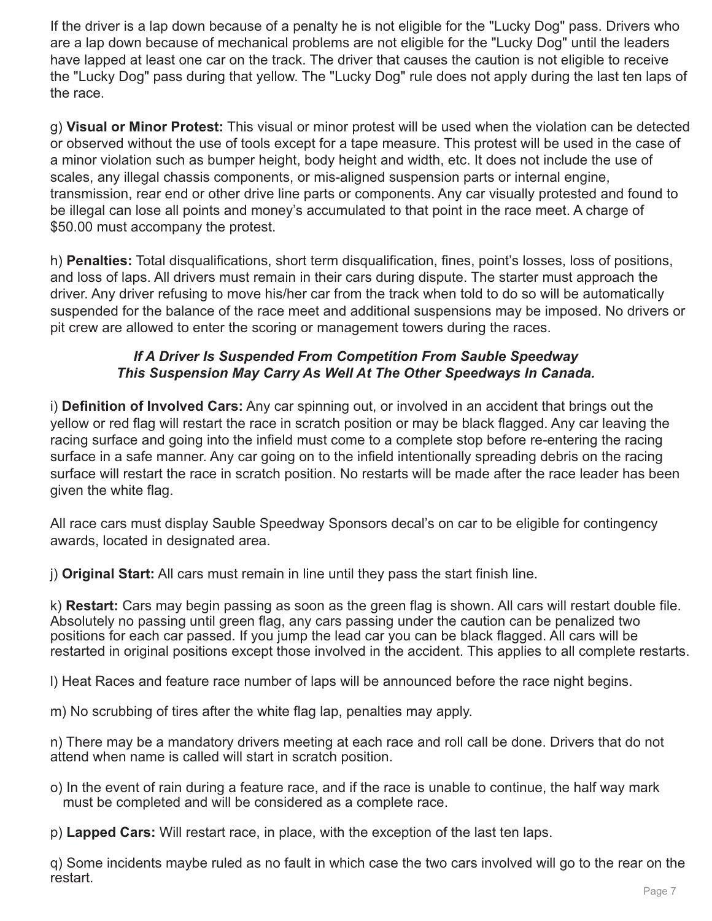If the driver is a lap down because of a penalty he is not eligible for the "Lucky Dog" pass. Drivers who are a lap down because of mechanical problems are not eligible for the "Lucky Dog" until the leaders have lapped at least one car on the track. The driver that causes the caution is not eligible to receive the "Lucky Dog" pass during that yellow. The "Lucky Dog" rule does not apply during the last ten laps of the race.

g) **Visual or Minor Protest:** This visual or minor protest will be used when the violation can be detected or observed without the use of tools except for a tape measure. This protest will be used in the case of a minor violation such as bumper height, body height and width, etc. It does not include the use of scales, any illegal chassis components, or mis-aligned suspension parts or internal engine, transmission, rear end or other drive line parts or components. Any car visually protested and found to be illegal can lose all points and money's accumulated to that point in the race meet. A charge of $50.00 must accompany the protest.

h) **Penalties:** Total disqualifications, short term disqualification, fines, point's losses, loss of positions, and loss of laps. All drivers must remain in their cars during dispute. The starter must approach the driver. Any driver refusing to move his/her car from the track when told to do so will be automatically suspended for the balance of the race meet and additional suspensions may be imposed. No drivers or pit crew are allowed to enter the scoring or management towers during the races.

***If A Driver Is Suspended From Competition From Sauble Speedway This Suspension May Carry As Well At The Other Speedways In Canada.***

i) **Definition of Involved Cars:** Any car spinning out, or involved in an accident that brings out the yellow or red flag will restart the race in scratch position or may be black flagged. Any car leaving the racing surface and going into the infield must come to a complete stop before re-entering the racing surface in a safe manner. Any car going on to the infield intentionally spreading debris on the racing surface will restart the race in scratch position. No restarts will be made after the race leader has been given the white flag.

All race cars must display Sauble Speedway Sponsors decal's on car to be eligible for contingency awards, located in designated area.

j) **Original Start:** All cars must remain in line until they pass the start finish line.

k) **Restart:** Cars may begin passing as soon as the green flag is shown. All cars will restart double file. Absolutely no passing until green flag, any cars passing under the caution can be penalized two positions for each car passed. If you jump the lead car you can be black flagged. All cars will be restarted in original positions except those involved in the accident. This applies to all complete restarts.

l) Heat Races and feature race number of laps will be announced before the race night begins.

m) No scrubbing of tires after the white flag lap, penalties may apply.

n) There may be a mandatory drivers meeting at each race and roll call be done. Drivers that do not attend when name is called will start in scratch position.

o) In the event of rain during a feature race, and if the race is unable to continue, the half way mark must be completed and will be considered as a complete race.

p) **Lapped Cars:** Will restart race, in place, with the exception of the last ten laps.

q) Some incidents maybe ruled as no fault in which case the two cars involved will go to the rear on the restart.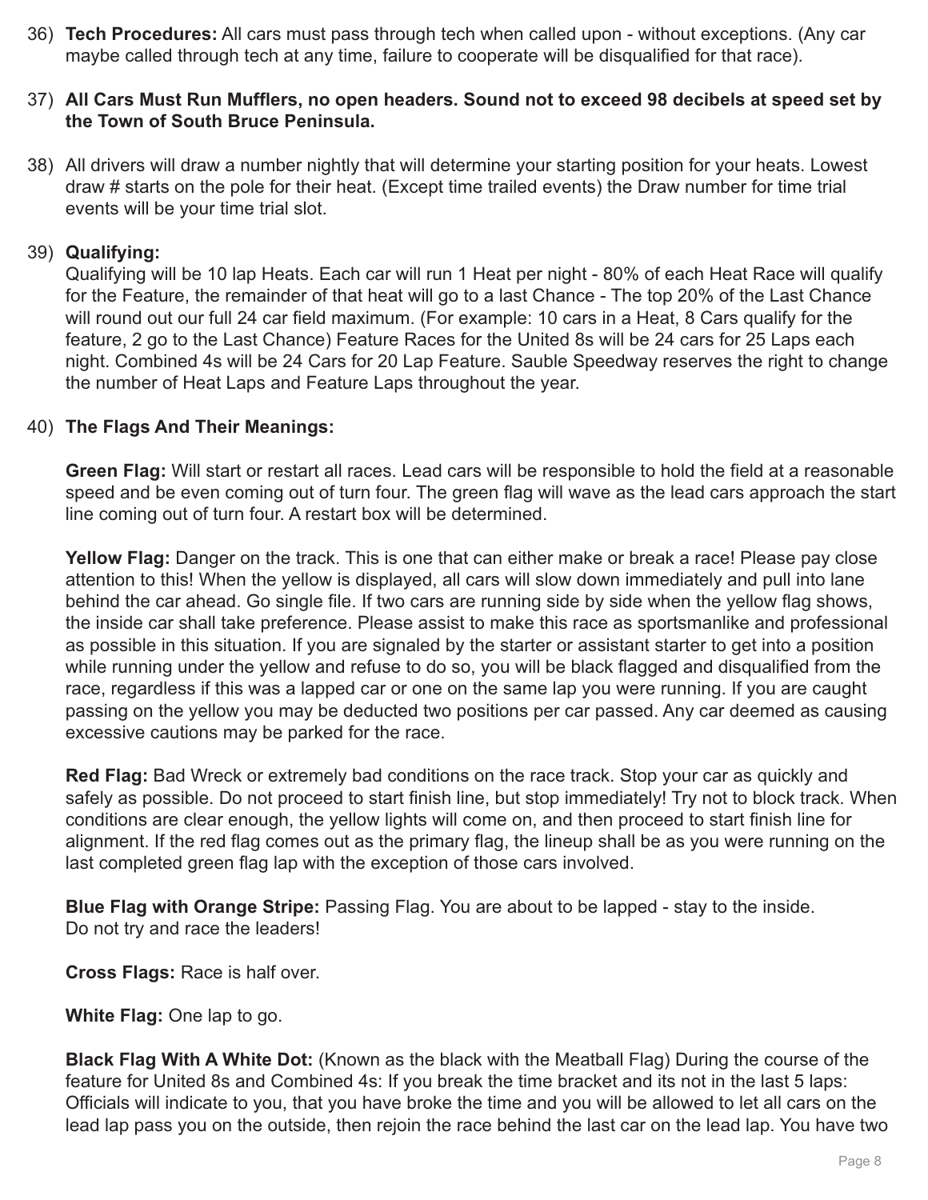36) **Tech Procedures:** All cars must pass through tech when called upon - without exceptions. (Any car maybe called through tech at any time, failure to cooperate will be disqualified for that race).

37) **All Cars Must Run Mufflers, no open headers. Sound not to exceed 98 decibels at speed set by the Town of South Bruce Peninsula.**

38) All drivers will draw a number nightly that will determine your starting position for your heats. Lowest draw # starts on the pole for their heat. (Except time trailed events) the Draw number for time trial events will be your time trial slot.

39) **Qualifying:**
Qualifying will be 10 lap Heats. Each car will run 1 Heat per night - 80% of each Heat Race will qualify for the Feature, the remainder of that heat will go to a last Chance - The top 20% of the Last Chance will round out our full 24 car field maximum. (For example: 10 cars in a Heat, 8 Cars qualify for the feature, 2 go to the Last Chance) Feature Races for the United 8s will be 24 cars for 25 Laps each night. Combined 4s will be 24 Cars for 20 Lap Feature. Sauble Speedway reserves the right to change the number of Heat Laps and Feature Laps throughout the year.

40) **The Flags And Their Meanings:**

**Green Flag:** Will start or restart all races. Lead cars will be responsible to hold the field at a reasonable speed and be even coming out of turn four. The green flag will wave as the lead cars approach the start line coming out of turn four. A restart box will be determined.

**Yellow Flag:** Danger on the track. This is one that can either make or break a race! Please pay close attention to this! When the yellow is displayed, all cars will slow down immediately and pull into lane behind the car ahead. Go single file. If two cars are running side by side when the yellow flag shows, the inside car shall take preference. Please assist to make this race as sportsmanlike and professional as possible in this situation. If you are signaled by the starter or assistant starter to get into a position while running under the yellow and refuse to do so, you will be black flagged and disqualified from the race, regardless if this was a lapped car or one on the same lap you were running. If you are caught passing on the yellow you may be deducted two positions per car passed. Any car deemed as causing excessive cautions may be parked for the race.

**Red Flag:** Bad Wreck or extremely bad conditions on the race track. Stop your car as quickly and safely as possible. Do not proceed to start finish line, but stop immediately! Try not to block track. When conditions are clear enough, the yellow lights will come on, and then proceed to start finish line for alignment. If the red flag comes out as the primary flag, the lineup shall be as you were running on the last completed green flag lap with the exception of those cars involved.

**Blue Flag with Orange Stripe:** Passing Flag. You are about to be lapped - stay to the inside. Do not try and race the leaders!

**Cross Flags:** Race is half over.

**White Flag:** One lap to go.

**Black Flag With A White Dot:** (Known as the black with the Meatball Flag) During the course of the feature for United 8s and Combined 4s: If you break the time bracket and its not in the last 5 laps: Officials will indicate to you, that you have broke the time and you will be allowed to let all cars on the lead lap pass you on the outside, then rejoin the race behind the last car on the lead lap. You have two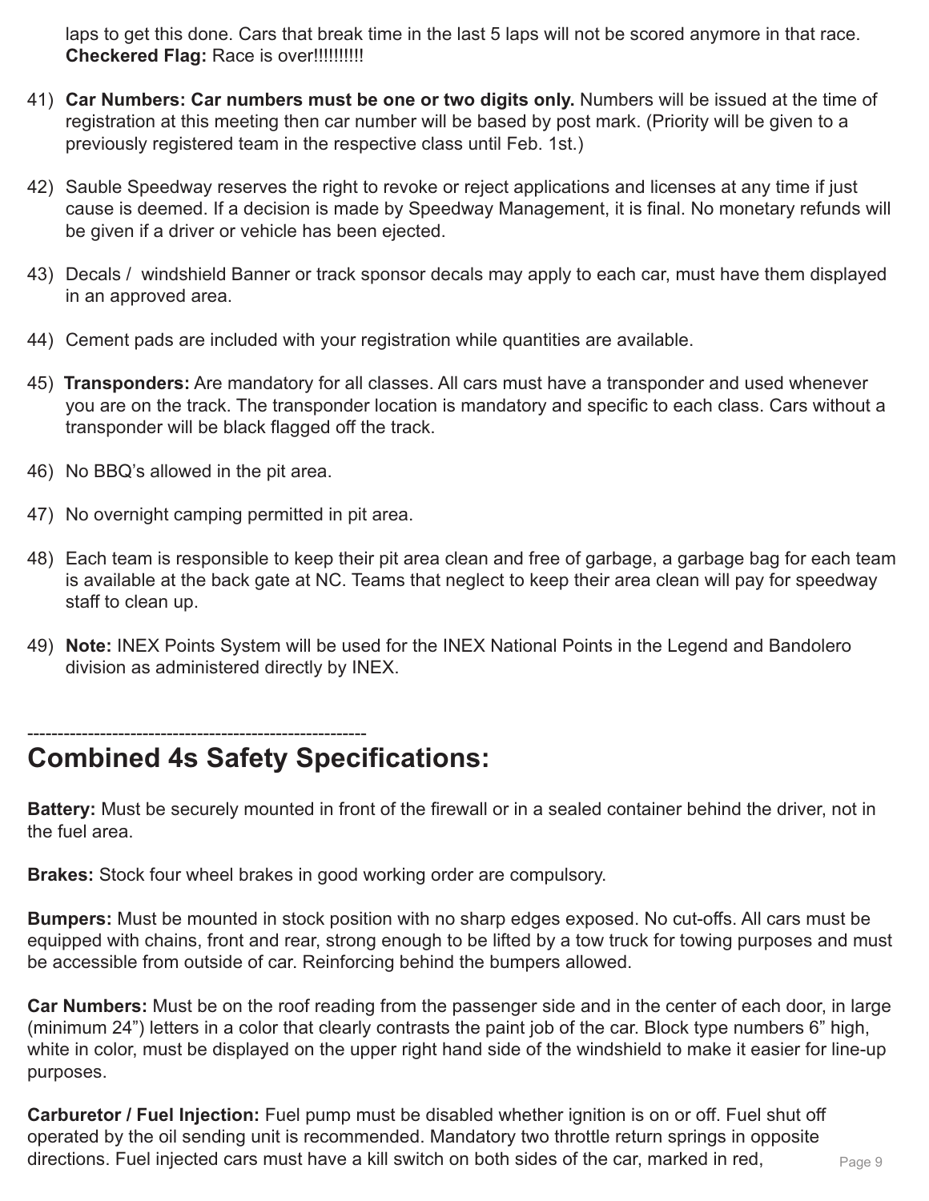laps to get this done. Cars that break time in the last 5 laps will not be scored anymore in that race. **Checkered Flag:** Race is over!!!!!!!!!!

41) **Car Numbers: Car numbers must be one or two digits only.** Numbers will be issued at the time of registration at this meeting then car number will be based by post mark. (Priority will be given to a previously registered team in the respective class until Feb. 1st.)

42) Sauble Speedway reserves the right to revoke or reject applications and licenses at any time if just cause is deemed. If a decision is made by Speedway Management, it is final. No monetary refunds will be given if a driver or vehicle has been ejected.

43) Decals / windshield Banner or track sponsor decals may apply to each car, must have them displayed in an approved area.

44) Cement pads are included with your registration while quantities are available.

45) **Transponders:** Are mandatory for all classes. All cars must have a transponder and used whenever you are on the track. The transponder location is mandatory and specific to each class. Cars without a transponder will be black flagged off the track.

46) No BBQ's allowed in the pit area.

47) No overnight camping permitted in pit area.

48) Each team is responsible to keep their pit area clean and free of garbage, a garbage bag for each team is available at the back gate at NC. Teams that neglect to keep their area clean will pay for speedway staff to clean up.

49) **Note:** INEX Points System will be used for the INEX National Points in the Legend and Bandolero division as administered directly by INEX.

---

# Combined 4s Safety Specifications:

**Battery:** Must be securely mounted in front of the firewall or in a sealed container behind the driver, not in the fuel area.

**Brakes:** Stock four wheel brakes in good working order are compulsory.

**Bumpers:** Must be mounted in stock position with no sharp edges exposed. No cut-offs. All cars must be equipped with chains, front and rear, strong enough to be lifted by a tow truck for towing purposes and must be accessible from outside of car. Reinforcing behind the bumpers allowed.

**Car Numbers:** Must be on the roof reading from the passenger side and in the center of each door, in large (minimum 24") letters in a color that clearly contrasts the paint job of the car. Block type numbers 6" high, white in color, must be displayed on the upper right hand side of the windshield to make it easier for line-up purposes.

**Carburetor / Fuel Injection:** Fuel pump must be disabled whether ignition is on or off. Fuel shut off operated by the oil sending unit is recommended. Mandatory two throttle return springs in opposite directions. Fuel injected cars must have a kill switch on both sides of the car, marked in red,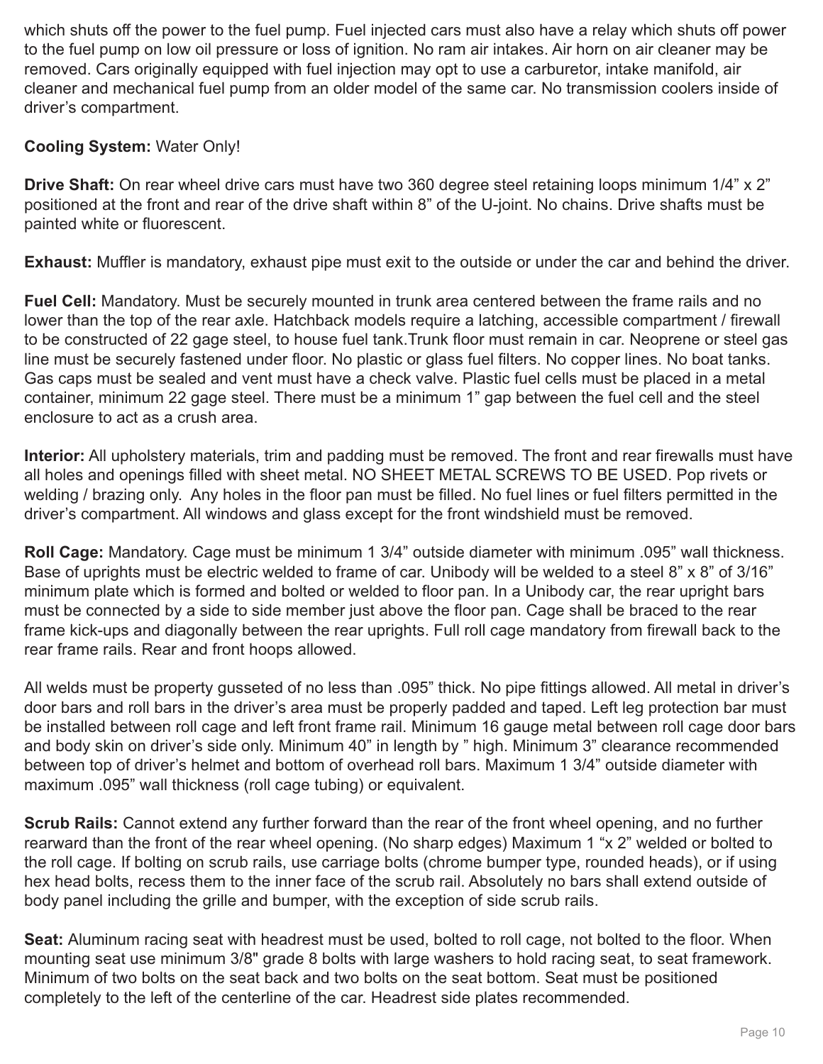which shuts off the power to the fuel pump. Fuel injected cars must also have a relay which shuts off power to the fuel pump on low oil pressure or loss of ignition. No ram air intakes. Air horn on air cleaner may be removed. Cars originally equipped with fuel injection may opt to use a carburetor, intake manifold, air cleaner and mechanical fuel pump from an older model of the same car. No transmission coolers inside of driver's compartment.

**Cooling System:** Water Only!

**Drive Shaft:** On rear wheel drive cars must have two 360 degree steel retaining loops minimum 1/4" x 2" positioned at the front and rear of the drive shaft within 8" of the U-joint. No chains. Drive shafts must be painted white or fluorescent.

**Exhaust:** Muffler is mandatory, exhaust pipe must exit to the outside or under the car and behind the driver.

**Fuel Cell:** Mandatory. Must be securely mounted in trunk area centered between the frame rails and no lower than the top of the rear axle. Hatchback models require a latching, accessible compartment / firewall to be constructed of 22 gage steel, to house fuel tank.Trunk floor must remain in car. Neoprene or steel gas line must be securely fastened under floor. No plastic or glass fuel filters. No copper lines. No boat tanks. Gas caps must be sealed and vent must have a check valve. Plastic fuel cells must be placed in a metal container, minimum 22 gage steel. There must be a minimum 1" gap between the fuel cell and the steel enclosure to act as a crush area.

**Interior:** All upholstery materials, trim and padding must be removed. The front and rear firewalls must have all holes and openings filled with sheet metal. NO SHEET METAL SCREWS TO BE USED. Pop rivets or welding / brazing only. Any holes in the floor pan must be filled. No fuel lines or fuel filters permitted in the driver's compartment. All windows and glass except for the front windshield must be removed.

**Roll Cage:** Mandatory. Cage must be minimum 1 3/4" outside diameter with minimum .095" wall thickness. Base of uprights must be electric welded to frame of car. Unibody will be welded to a steel 8" x 8" of 3/16" minimum plate which is formed and bolted or welded to floor pan. In a Unibody car, the rear upright bars must be connected by a side to side member just above the floor pan. Cage shall be braced to the rear frame kick-ups and diagonally between the rear uprights. Full roll cage mandatory from firewall back to the rear frame rails. Rear and front hoops allowed.

All welds must be property gusseted of no less than .095" thick. No pipe fittings allowed. All metal in driver's door bars and roll bars in the driver's area must be properly padded and taped. Left leg protection bar must be installed between roll cage and left front frame rail. Minimum 16 gauge metal between roll cage door bars and body skin on driver's side only. Minimum 40" in length by " high. Minimum 3" clearance recommended between top of driver's helmet and bottom of overhead roll bars. Maximum 1 3/4" outside diameter with maximum .095" wall thickness (roll cage tubing) or equivalent.

**Scrub Rails:** Cannot extend any further forward than the rear of the front wheel opening, and no further rearward than the front of the rear wheel opening. (No sharp edges) Maximum 1 "x 2" welded or bolted to the roll cage. If bolting on scrub rails, use carriage bolts (chrome bumper type, rounded heads), or if using hex head bolts, recess them to the inner face of the scrub rail. Absolutely no bars shall extend outside of body panel including the grille and bumper, with the exception of side scrub rails.

**Seat:** Aluminum racing seat with headrest must be used, bolted to roll cage, not bolted to the floor. When mounting seat use minimum 3/8" grade 8 bolts with large washers to hold racing seat, to seat framework. Minimum of two bolts on the seat back and two bolts on the seat bottom. Seat must be positioned completely to the left of the centerline of the car. Headrest side plates recommended.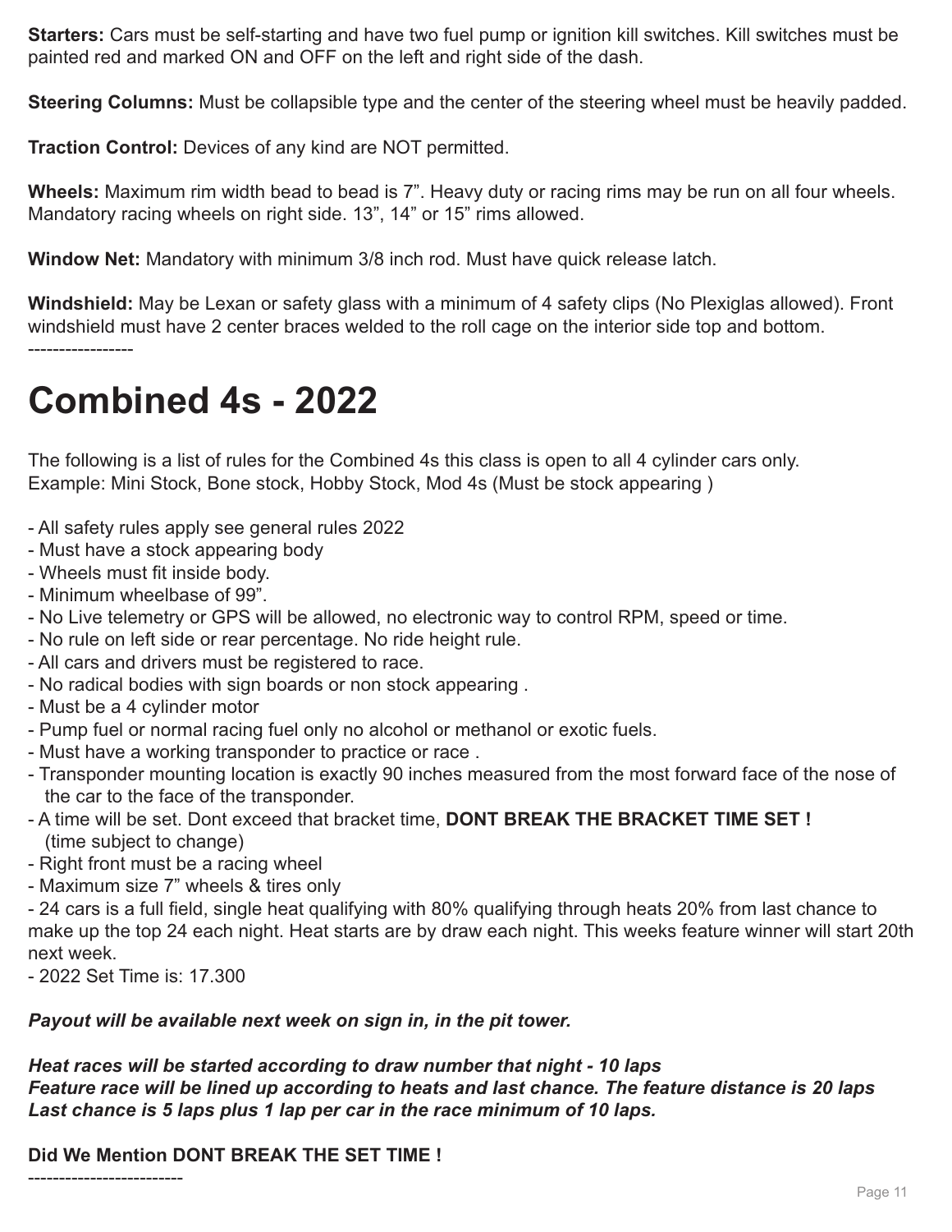**Starters:** Cars must be self-starting and have two fuel pump or ignition kill switches. Kill switches must be painted red and marked ON and OFF on the left and right side of the dash.

**Steering Columns:** Must be collapsible type and the center of the steering wheel must be heavily padded.

**Traction Control:** Devices of any kind are NOT permitted.

**Wheels:** Maximum rim width bead to bead is 7". Heavy duty or racing rims may be run on all four wheels. Mandatory racing wheels on right side. 13", 14" or 15" rims allowed.

**Window Net:** Mandatory with minimum 3/8 inch rod. Must have quick release latch.

**Windshield:** May be Lexan or safety glass with a minimum of 4 safety clips (No Plexiglas allowed). Front windshield must have 2 center braces welded to the roll cage on the interior side top and bottom.

-----------------

# Combined 4s - 2022

The following is a list of rules for the Combined 4s this class is open to all 4 cylinder cars only.
Example: Mini Stock, Bone stock, Hobby Stock, Mod 4s (Must be stock appearing )

- All safety rules apply see general rules 2022
- Must have a stock appearing body
- Wheels must fit inside body.
- Minimum wheelbase of 99".
- No Live telemetry or GPS will be allowed, no electronic way to control RPM, speed or time.
- No rule on left side or rear percentage. No ride height rule.
- All cars and drivers must be registered to race.
- No radical bodies with sign boards or non stock appearing .
- Must be a 4 cylinder motor
- Pump fuel or normal racing fuel only no alcohol or methanol or exotic fuels.
- Must have a working transponder to practice or race .
- Transponder mounting location is exactly 90 inches measured from the most forward face of the nose of the car to the face of the transponder.
- A time will be set. Dont exceed that bracket time, **DONT BREAK THE BRACKET TIME SET !** (time subject to change)
- Right front must be a racing wheel
- Maximum size 7" wheels & tires only
- 24 cars is a full field, single heat qualifying with 80% qualifying through heats 20% from last chance to make up the top 24 each night. Heat starts are by draw each night. This weeks feature winner will start 20th next week.
- 2022 Set Time is: 17.300

***Payout will be available next week on sign in, in the pit tower.***

***Heat races will be started according to draw number that night - 10 laps***
***Feature race will be lined up according to heats and last chance. The feature distance is 20 laps***
***Last chance is 5 laps plus 1 lap per car in the race minimum of 10 laps.***

**Did We Mention DONT BREAK THE SET TIME !**

-------------------------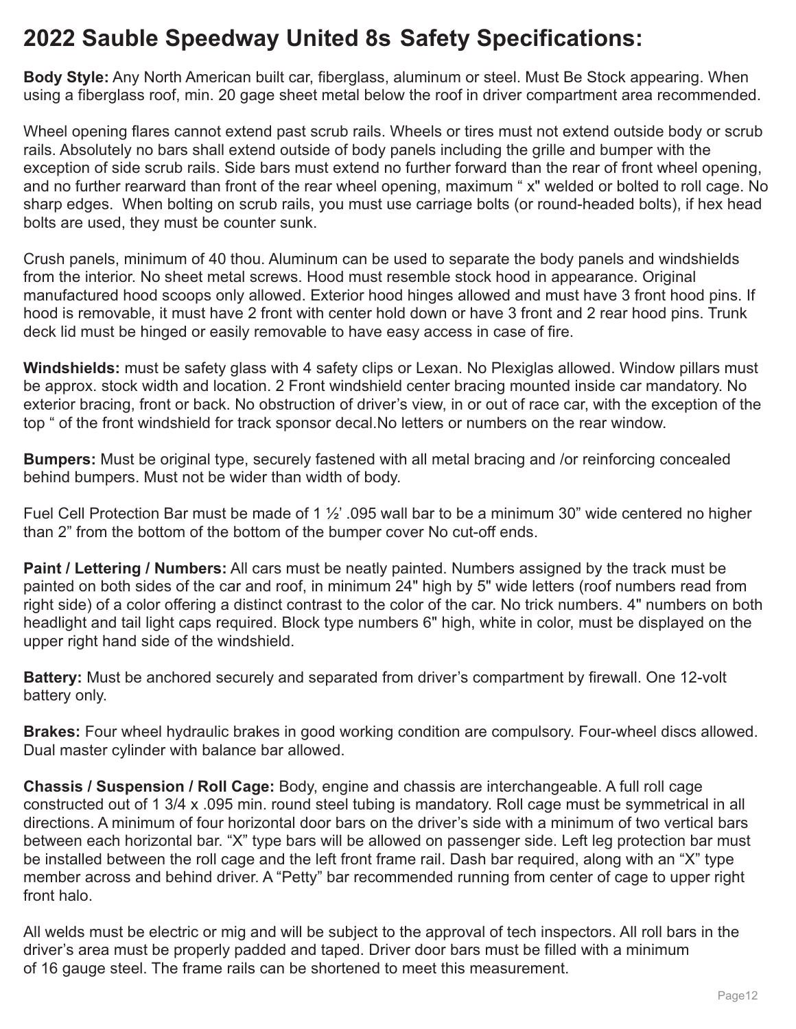# 2022 Sauble Speedway United 8s Safety Specifications:

**Body Style:** Any North American built car, fiberglass, aluminum or steel. Must Be Stock appearing. When using a fiberglass roof, min. 20 gage sheet metal below the roof in driver compartment area recommended.

Wheel opening flares cannot extend past scrub rails. Wheels or tires must not extend outside body or scrub rails. Absolutely no bars shall extend outside of body panels including the grille and bumper with the exception of side scrub rails. Side bars must extend no further forward than the rear of front wheel opening, and no further rearward than front of the rear wheel opening, maximum " x" welded or bolted to roll cage. No sharp edges. When bolting on scrub rails, you must use carriage bolts (or round-headed bolts), if hex head bolts are used, they must be counter sunk.

Crush panels, minimum of 40 thou. Aluminum can be used to separate the body panels and windshields from the interior. No sheet metal screws. Hood must resemble stock hood in appearance. Original manufactured hood scoops only allowed. Exterior hood hinges allowed and must have 3 front hood pins. If hood is removable, it must have 2 front with center hold down or have 3 front and 2 rear hood pins. Trunk deck lid must be hinged or easily removable to have easy access in case of fire.

**Windshields:** must be safety glass with 4 safety clips or Lexan. No Plexiglas allowed. Window pillars must be approx. stock width and location. 2 Front windshield center bracing mounted inside car mandatory. No exterior bracing, front or back. No obstruction of driver's view, in or out of race car, with the exception of the top " of the front windshield for track sponsor decal.No letters or numbers on the rear window.

**Bumpers:** Must be original type, securely fastened with all metal bracing and /or reinforcing concealed behind bumpers. Must not be wider than width of body.

Fuel Cell Protection Bar must be made of 1 ½' .095 wall bar to be a minimum 30" wide centered no higher than 2" from the bottom of the bottom of the bumper cover No cut-off ends.

**Paint / Lettering / Numbers:** All cars must be neatly painted. Numbers assigned by the track must be painted on both sides of the car and roof, in minimum 24" high by 5" wide letters (roof numbers read from right side) of a color offering a distinct contrast to the color of the car. No trick numbers. 4" numbers on both headlight and tail light caps required. Block type numbers 6" high, white in color, must be displayed on the upper right hand side of the windshield.

**Battery:** Must be anchored securely and separated from driver's compartment by firewall. One 12-volt battery only.

**Brakes:** Four wheel hydraulic brakes in good working condition are compulsory. Four-wheel discs allowed. Dual master cylinder with balance bar allowed.

**Chassis / Suspension / Roll Cage:** Body, engine and chassis are interchangeable. A full roll cage constructed out of 1 3/4 x .095 min. round steel tubing is mandatory. Roll cage must be symmetrical in all directions. A minimum of four horizontal door bars on the driver's side with a minimum of two vertical bars between each horizontal bar. "X" type bars will be allowed on passenger side. Left leg protection bar must be installed between the roll cage and the left front frame rail. Dash bar required, along with an "X" type member across and behind driver. A "Petty" bar recommended running from center of cage to upper right front halo.

All welds must be electric or mig and will be subject to the approval of tech inspectors. All roll bars in the driver's area must be properly padded and taped. Driver door bars must be filled with a minimum of 16 gauge steel. The frame rails can be shortened to meet this measurement.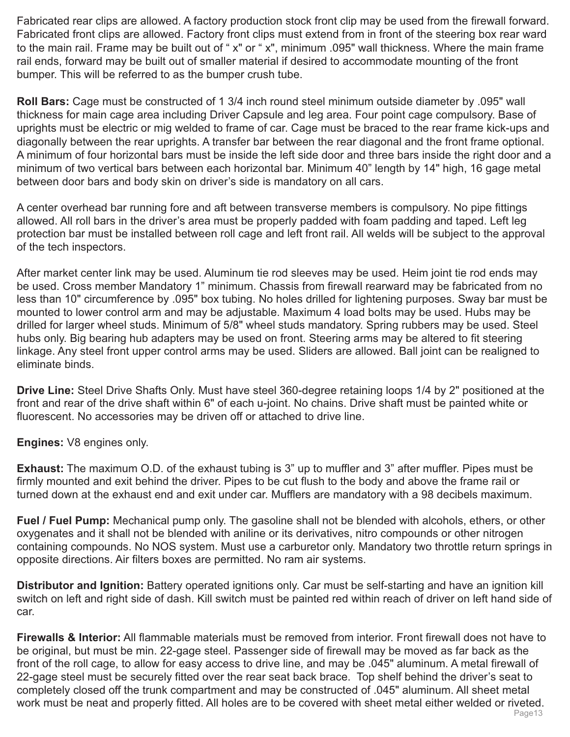Fabricated rear clips are allowed. A factory production stock front clip may be used from the firewall forward. Fabricated front clips are allowed. Factory front clips must extend from in front of the steering box rear ward to the main rail. Frame may be built out of " x" or " x", minimum .095" wall thickness. Where the main frame rail ends, forward may be built out of smaller material if desired to accommodate mounting of the front bumper. This will be referred to as the bumper crush tube.

**Roll Bars:** Cage must be constructed of 1 3/4 inch round steel minimum outside diameter by .095" wall thickness for main cage area including Driver Capsule and leg area. Four point cage compulsory. Base of uprights must be electric or mig welded to frame of car. Cage must be braced to the rear frame kick-ups and diagonally between the rear uprights. A transfer bar between the rear diagonal and the front frame optional. A minimum of four horizontal bars must be inside the left side door and three bars inside the right door and a minimum of two vertical bars between each horizontal bar. Minimum 40" length by 14" high, 16 gage metal between door bars and body skin on driver's side is mandatory on all cars.

A center overhead bar running fore and aft between transverse members is compulsory. No pipe fittings allowed. All roll bars in the driver's area must be properly padded with foam padding and taped. Left leg protection bar must be installed between roll cage and left front rail. All welds will be subject to the approval of the tech inspectors.

After market center link may be used. Aluminum tie rod sleeves may be used. Heim joint tie rod ends may be used. Cross member Mandatory 1" minimum. Chassis from firewall rearward may be fabricated from no less than 10" circumference by .095" box tubing. No holes drilled for lightening purposes. Sway bar must be mounted to lower control arm and may be adjustable. Maximum 4 load bolts may be used. Hubs may be drilled for larger wheel studs. Minimum of 5/8" wheel studs mandatory. Spring rubbers may be used. Steel hubs only. Big bearing hub adapters may be used on front. Steering arms may be altered to fit steering linkage. Any steel front upper control arms may be used. Sliders are allowed. Ball joint can be realigned to eliminate binds.

**Drive Line:** Steel Drive Shafts Only. Must have steel 360-degree retaining loops 1/4 by 2" positioned at the front and rear of the drive shaft within 6" of each u-joint. No chains. Drive shaft must be painted white or fluorescent. No accessories may be driven off or attached to drive line.

**Engines:** V8 engines only.

**Exhaust:** The maximum O.D. of the exhaust tubing is 3" up to muffler and 3" after muffler. Pipes must be firmly mounted and exit behind the driver. Pipes to be cut flush to the body and above the frame rail or turned down at the exhaust end and exit under car. Mufflers are mandatory with a 98 decibels maximum.

**Fuel / Fuel Pump:** Mechanical pump only. The gasoline shall not be blended with alcohols, ethers, or other oxygenates and it shall not be blended with aniline or its derivatives, nitro compounds or other nitrogen containing compounds. No NOS system. Must use a carburetor only. Mandatory two throttle return springs in opposite directions. Air filters boxes are permitted. No ram air systems.

**Distributor and Ignition:** Battery operated ignitions only. Car must be self-starting and have an ignition kill switch on left and right side of dash. Kill switch must be painted red within reach of driver on left hand side of car.

**Firewalls & Interior:** All flammable materials must be removed from interior. Front firewall does not have to be original, but must be min. 22-gage steel. Passenger side of firewall may be moved as far back as the front of the roll cage, to allow for easy access to drive line, and may be .045" aluminum. A metal firewall of 22-gage steel must be securely fitted over the rear seat back brace. Top shelf behind the driver's seat to completely closed off the trunk compartment and may be constructed of .045" aluminum. All sheet metal work must be neat and properly fitted. All holes are to be covered with sheet metal either welded or riveted.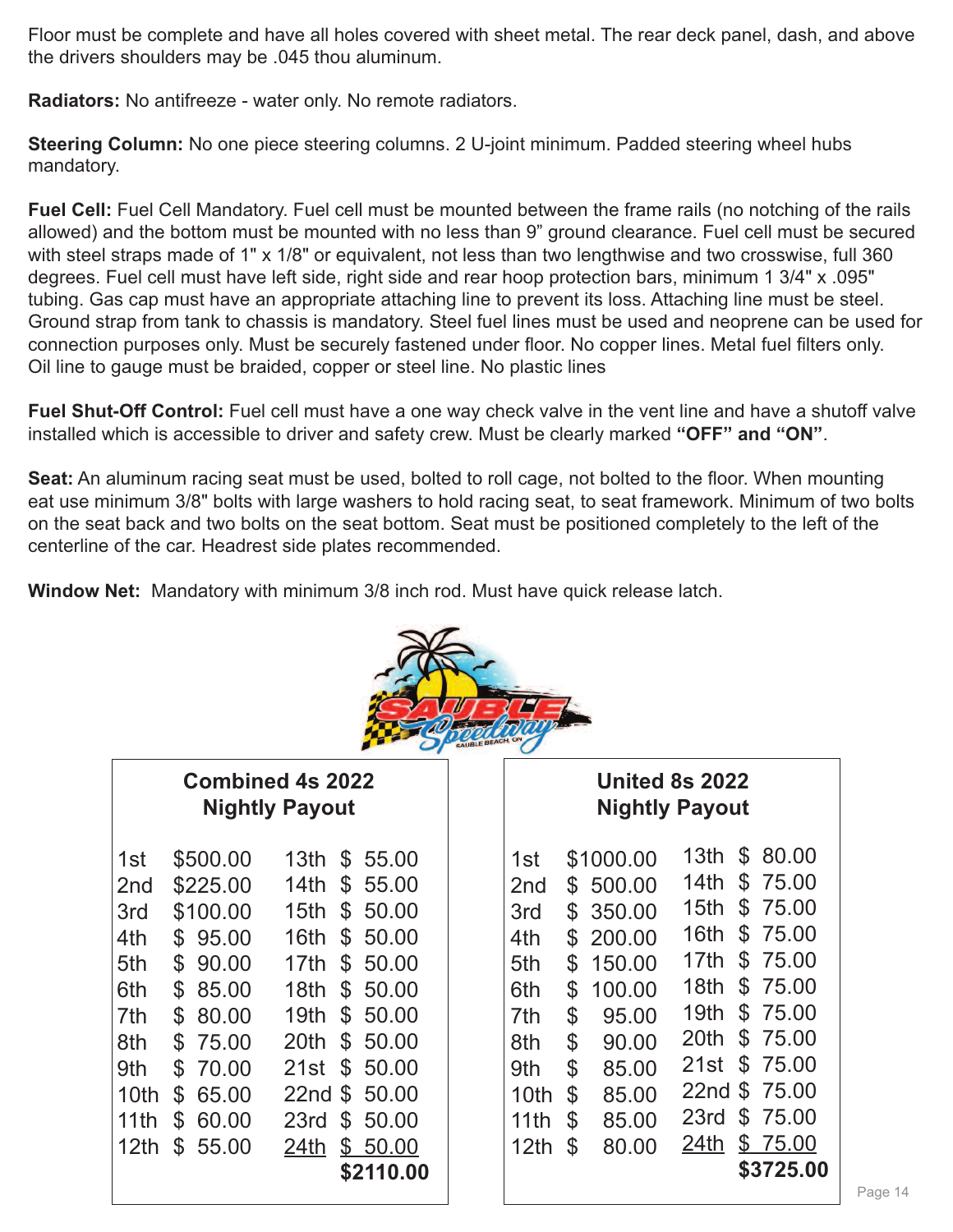Floor must be complete and have all holes covered with sheet metal. The rear deck panel, dash, and above the drivers shoulders may be .045 thou aluminum.

**Radiators:** No antifreeze - water only. No remote radiators.

**Steering Column:** No one piece steering columns. 2 U-joint minimum. Padded steering wheel hubs mandatory.

**Fuel Cell:** Fuel Cell Mandatory. Fuel cell must be mounted between the frame rails (no notching of the rails allowed) and the bottom must be mounted with no less than 9" ground clearance. Fuel cell must be secured with steel straps made of 1" x 1/8" or equivalent, not less than two lengthwise and two crosswise, full 360 degrees. Fuel cell must have left side, right side and rear hoop protection bars, minimum 1 3/4" x .095" tubing. Gas cap must have an appropriate attaching line to prevent its loss. Attaching line must be steel. Ground strap from tank to chassis is mandatory. Steel fuel lines must be used and neoprene can be used for connection purposes only. Must be securely fastened under floor. No copper lines. Metal fuel filters only. Oil line to gauge must be braided, copper or steel line. No plastic lines

**Fuel Shut-Off Control:** Fuel cell must have a one way check valve in the vent line and have a shutoff valve installed which is accessible to driver and safety crew. Must be clearly marked **"OFF" and "ON"**.

**Seat:** An aluminum racing seat must be used, bolted to roll cage, not bolted to the floor. When mounting eat use minimum 3/8" bolts with large washers to hold racing seat, to seat framework. Minimum of two bolts on the seat back and two bolts on the seat bottom. Seat must be positioned completely to the left of the centerline of the car. Headrest side plates recommended.

**Window Net:** Mandatory with minimum 3/8 inch rod. Must have quick release latch.

SAUBLE Speedway SAUBLE BEACH, ON

**Combined 4s 2022 Nightly Payout**

| Place | Payout | Place | Payout |
|---|---|---|---|
| 1st | $500.00 | 13th | $ 55.00 |
| 2nd | $225.00 | 14th | $ 55.00 |
| 3rd | $100.00 | 15th | $ 50.00 |
| 4th | $ 95.00 | 16th | $ 50.00 |
| 5th | $ 90.00 | 17th | $ 50.00 |
| 6th | $ 85.00 | 18th | $ 50.00 |
| 7th | $ 80.00 | 19th | $ 50.00 |
| 8th | $ 75.00 | 20th | $ 50.00 |
| 9th | $ 70.00 | 21st | $ 50.00 |
| 10th | $ 65.00 | 22nd | $ 50.00 |
| 11th | $ 60.00 | 23rd | $ 50.00 |
| 12th | $ 55.00 | 24th | $ 50.00 |
| | | | **$2110.00** |

**United 8s 2022 Nightly Payout**

| Place | Payout | Place | Payout |
|---|---|---|---|
| 1st | $1000.00 | 13th | $ 80.00 |
| 2nd | $ 500.00 | 14th | $ 75.00 |
| 3rd | $ 350.00 | 15th | $ 75.00 |
| 4th | $ 200.00 | 16th | $ 75.00 |
| 5th | $ 150.00 | 17th | $ 75.00 |
| 6th | $ 100.00 | 18th | $ 75.00 |
| 7th | $ 95.00 | 19th | $ 75.00 |
| 8th | $ 90.00 | 20th | $ 75.00 |
| 9th | $ 85.00 | 21st | $ 75.00 |
| 10th | $ 85.00 | 22nd | $ 75.00 |
| 11th | $ 85.00 | 23rd | $ 75.00 |
| 12th | $ 80.00 | 24th | $ 75.00 |
| | | | **$3725.00** |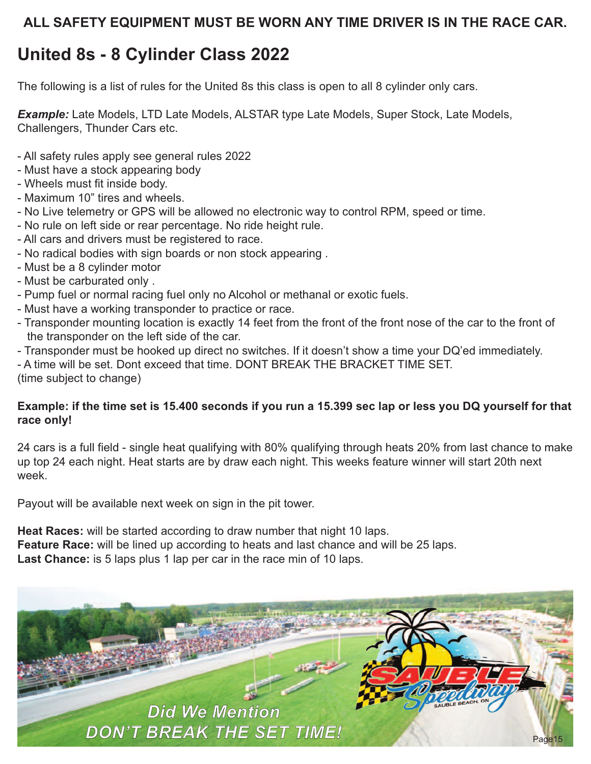**ALL SAFETY EQUIPMENT MUST BE WORN ANY TIME DRIVER IS IN THE RACE CAR.**

# United 8s - 8 Cylinder Class 2022

The following is a list of rules for the United 8s this class is open to all 8 cylinder only cars.

***Example:*** Late Models, LTD Late Models, ALSTAR type Late Models, Super Stock, Late Models, Challengers, Thunder Cars etc.

- All safety rules apply see general rules 2022
- Must have a stock appearing body
- Wheels must fit inside body.
- Maximum 10" tires and wheels.
- No Live telemetry or GPS will be allowed no electronic way to control RPM, speed or time.
- No rule on left side or rear percentage. No ride height rule.
- All cars and drivers must be registered to race.
- No radical bodies with sign boards or non stock appearing .
- Must be a 8 cylinder motor
- Must be carburated only .
- Pump fuel or normal racing fuel only no Alcohol or methanal or exotic fuels.
- Must have a working transponder to practice or race.
- Transponder mounting location is exactly 14 feet from the front of the front nose of the car to the front of the transponder on the left side of the car.
- Transponder must be hooked up direct no switches. If it doesn't show a time your DQ'ed immediately.
- A time will be set. Dont exceed that time. DONT BREAK THE BRACKET TIME SET.

(time subject to change)

**Example: if the time set is 15.400 seconds if you run a 15.399 sec lap or less you DQ yourself for that race only!**

24 cars is a full field - single heat qualifying with 80% qualifying through heats 20% from last chance to make up top 24 each night. Heat starts are by draw each night. This weeks feature winner will start 20th next week.

Payout will be available next week on sign in the pit tower.

**Heat Races:** will be started according to draw number that night 10 laps.
**Feature Race:** will be lined up according to heats and last chance and will be 25 laps.
**Last Chance:** is 5 laps plus 1 lap per car in the race min of 10 laps.

*Did We Mention*
*DON'T BREAK THE SET TIME!*

SAUBLE Speedway
SAUBLE BEACH, ON